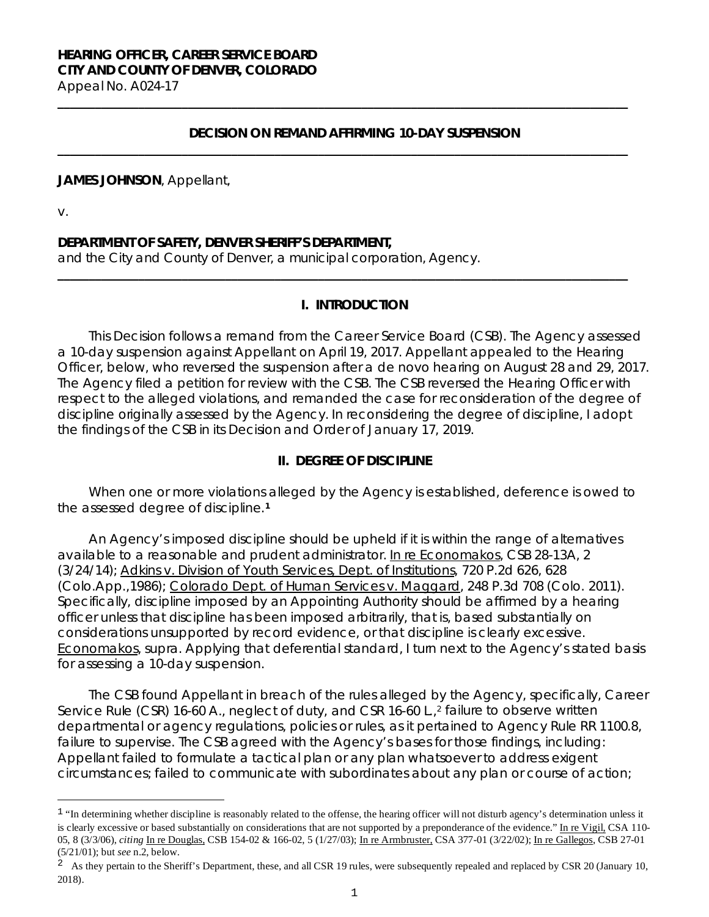**HEARING OFFICER, CAREER SERVICE BOARD**
**CITY AND COUNTY OF DENVER, COLORADO**
Appeal No. A024-17

---

**DECISION ON REMAND AFFIRMING 10-DAY SUSPENSION**

---

**JAMES JOHNSON**, Appellant,

v.

**DEPARTMENT OF SAFETY, DENVER SHERIFF'S DEPARTMENT,**
and the City and County of Denver, a municipal corporation, Agency.

---

## I. INTRODUCTION

This Decision follows a remand from the Career Service Board (CSB). The Agency assessed a 10-day suspension against Appellant on April 19, 2017. Appellant appealed to the Hearing Officer, below, who reversed the suspension after a de novo hearing on August 28 and 29, 2017. The Agency filed a petition for review with the CSB. The CSB reversed the Hearing Officer with respect to the alleged violations, and remanded the case for reconsideration of the degree of discipline originally assessed by the Agency. In reconsidering the degree of discipline, I adopt the findings of the CSB in its Decision and Order of January 17, 2019.

## II. DEGREE OF DISCIPLINE

When one or more violations alleged by the Agency is established, deference is owed to the assessed degree of discipline.[1]

An Agency's imposed discipline should be upheld if it is within the range of alternatives available to a reasonable and prudent administrator. In re Economakos, CSB 28-13A, 2 (3/24/14); Adkins v. Division of Youth Services, Dept. of Institutions, 720 P.2d 626, 628 (Colo.App.,1986); Colorado Dept. of Human Services v. Maggard, 248 P.3d 708 (Colo. 2011). Specifically, discipline imposed by an Appointing Authority should be affirmed by a hearing officer unless that discipline has been imposed arbitrarily, that is, based substantially on considerations unsupported by record evidence, or that discipline is clearly excessive. Economakos, supra. Applying that deferential standard, I turn next to the Agency's stated basis for assessing a 10-day suspension.

The CSB found Appellant in breach of the rules alleged by the Agency, specifically, Career Service Rule (CSR) 16-60 A., neglect of duty, and CSR 16-60 L.,[2] failure to observe written departmental or agency regulations, policies or rules, as it pertained to Agency Rule RR 1100.8, failure to supervise. The CSB agreed with the Agency's bases for those findings, including: Appellant failed to formulate a tactical plan or any plan whatsoever to address exigent circumstances; failed to communicate with subordinates about any plan or course of action;

---

[1] "In determining whether discipline is reasonably related to the offense, the hearing officer will not disturb agency's determination unless it is clearly excessive or based substantially on considerations that are not supported by a preponderance of the evidence." In re Vigil, CSA 110-05, 8 (3/3/06), *citing* In re Douglas, CSB 154-02 & 166-02, 5 (1/27/03); In re Armbruster, CSA 377-01 (3/22/02); In re Gallegos, CSB 27-01 (5/21/01); but *see* n.2, below.

[2] As they pertain to the Sheriff's Department, these, and all CSR 19 rules, were subsequently repealed and replaced by CSR 20 (January 10, 2018).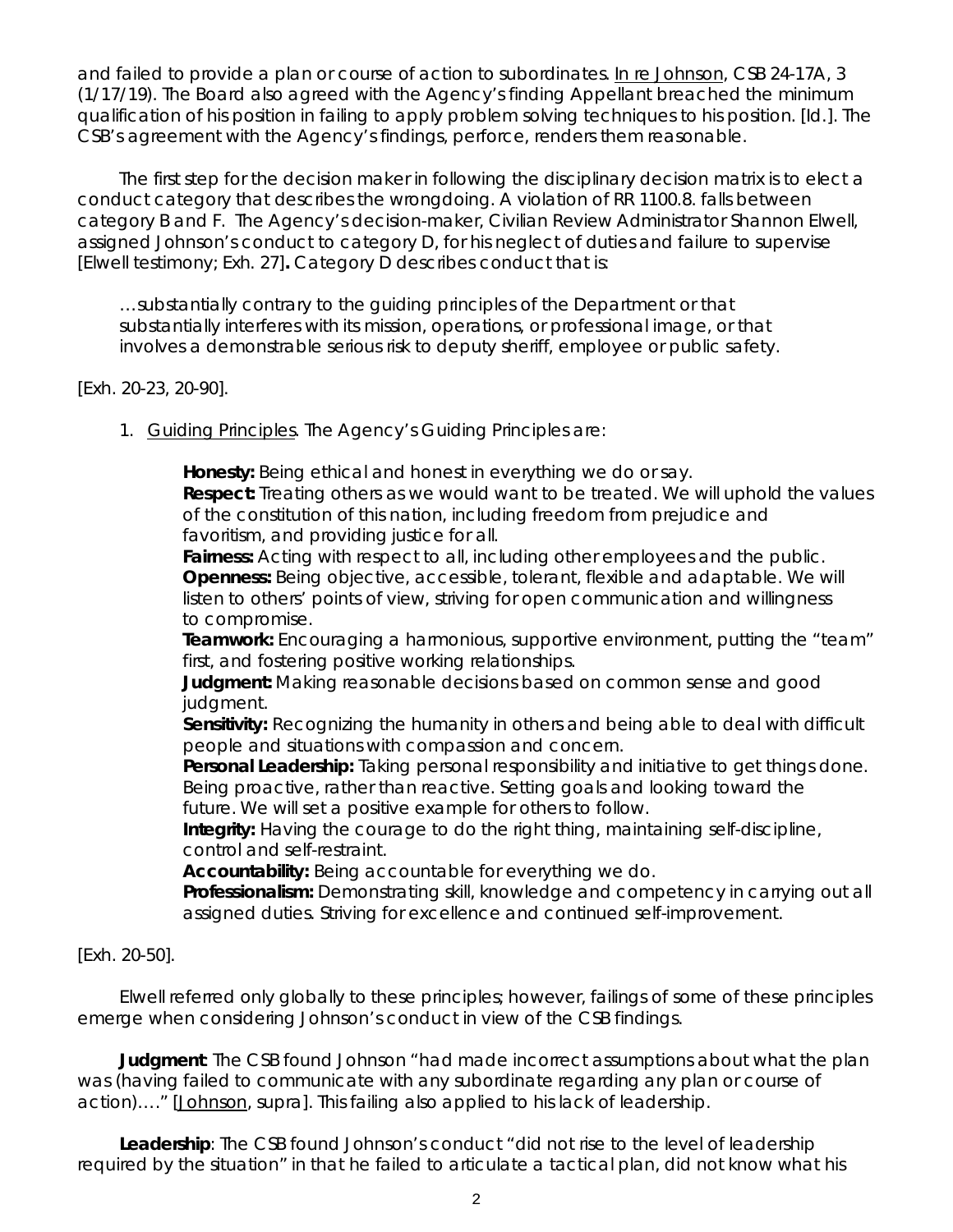and failed to provide a plan or course of action to subordinates. In re Johnson, CSB 24-17A, 3 (1/17/19). The Board also agreed with the Agency's finding Appellant breached the minimum qualification of his position in failing to apply problem solving techniques to his position. [Id.]. The CSB's agreement with the Agency's findings, perforce, renders them reasonable.

The first step for the decision maker in following the disciplinary decision matrix is to elect a conduct category that describes the wrongdoing. A violation of RR 1100.8. falls between category B and F. The Agency's decision-maker, Civilian Review Administrator Shannon Elwell, assigned Johnson's conduct to category D, for his neglect of duties and failure to supervise [Elwell testimony; Exh. 27]**.** Category D describes conduct that is:

> …substantially contrary to the guiding principles of the Department or that substantially interferes with its mission, operations, or professional image, or that involves a demonstrable serious risk to deputy sheriff, employee or public safety.

[Exh. 20-23, 20-90].

1. Guiding Principles. The Agency's Guiding Principles are:

> **Honesty:** Being ethical and honest in everything we do or say.
> **Respect:** Treating others as we would want to be treated. We will uphold the values of the constitution of this nation, including freedom from prejudice and favoritism, and providing justice for all.
> **Fairness:** Acting with respect to all, including other employees and the public.
> **Openness:** Being objective, accessible, tolerant, flexible and adaptable. We will listen to others' points of view, striving for open communication and willingness to compromise.
> **Teamwork:** Encouraging a harmonious, supportive environment, putting the "team" first, and fostering positive working relationships.
> **Judgment:** Making reasonable decisions based on common sense and good judgment.
> **Sensitivity:** Recognizing the humanity in others and being able to deal with difficult people and situations with compassion and concern.
> **Personal Leadership:** Taking personal responsibility and initiative to get things done. Being proactive, rather than reactive. Setting goals and looking toward the future. We will set a positive example for others to follow.
> **Integrity:** Having the courage to do the right thing, maintaining self-discipline, control and self-restraint.
> **Accountability:** Being accountable for everything we do.
> **Professionalism:** Demonstrating skill, knowledge and competency in carrying out all assigned duties. Striving for excellence and continued self-improvement.

[Exh. 20-50].

Elwell referred only globally to these principles; however, failings of some of these principles emerge when considering Johnson's conduct in view of the CSB findings.

**Judgment**: The CSB found Johnson "had made incorrect assumptions about what the plan was (having failed to communicate with any subordinate regarding any plan or course of action)…." [Johnson, supra]. This failing also applied to his lack of leadership.

**Leadership**: The CSB found Johnson's conduct "did not rise to the level of leadership required by the situation" in that he failed to articulate a tactical plan, did not know what his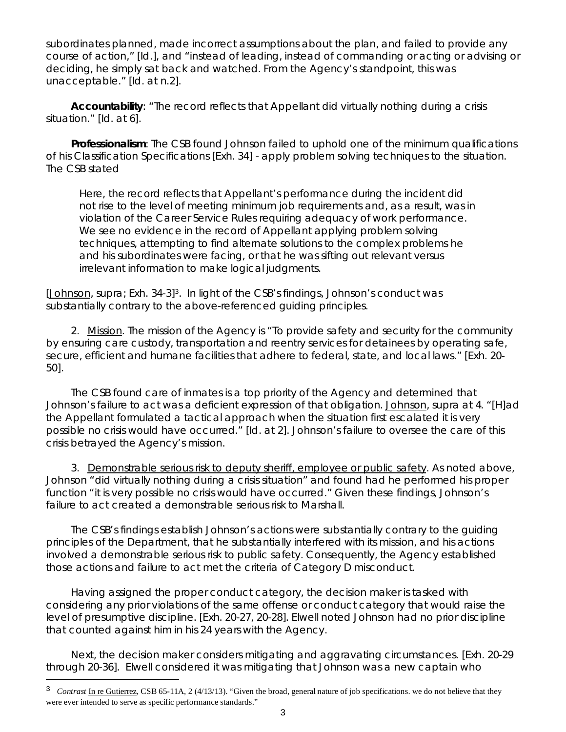subordinates planned, made incorrect assumptions about the plan, and failed to provide any course of action," [Id.], and "instead of leading, instead of commanding or acting or advising or deciding, he simply sat back and watched. From the Agency's standpoint, this was unacceptable." [Id. at n.2].

**Accountability**: "The record reflects that Appellant did virtually nothing during a crisis situation." [Id. at 6].

**Professionalism**: The CSB found Johnson failed to uphold one of the minimum qualifications of his Classification Specifications [Exh. 34] - apply problem solving techniques to the situation. The CSB stated

> Here, the record reflects that Appellant's performance during the incident did not rise to the level of meeting minimum job requirements and, as a result, was in violation of the Career Service Rules requiring adequacy of work performance. We see no evidence in the record of Appellant applying problem solving techniques, attempting to find alternate solutions to the complex problems he and his subordinates were facing, or that he was sifting out relevant versus irrelevant information to make logical judgments.

[Johnson, supra; Exh. 34-3][3]. In light of the CSB's findings, Johnson's conduct was substantially contrary to the above-referenced guiding principles.

2. Mission. The mission of the Agency is "To provide safety and security for the community by ensuring care custody, transportation and reentry services for detainees by operating safe, secure, efficient and humane facilities that adhere to federal, state, and local laws." [Exh. 20-50].

The CSB found care of inmates is a top priority of the Agency and determined that Johnson's failure to act was a deficient expression of that obligation. Johnson, supra at 4. "[H]ad the Appellant formulated a tactical approach when the situation first escalated it is very possible no crisis would have occurred." [Id. at 2]. Johnson's failure to oversee the care of this crisis betrayed the Agency's mission.

3. Demonstrable serious risk to deputy sheriff, employee or public safety. As noted above, Johnson "did virtually nothing during a crisis situation" and found had he performed his proper function "it is very possible no crisis would have occurred." Given these findings, Johnson's failure to act created a demonstrable serious risk to Marshall.

The CSB's findings establish Johnson's actions were substantially contrary to the guiding principles of the Department, that he substantially interfered with its mission, and his actions involved a demonstrable serious risk to public safety. Consequently, the Agency established those actions and failure to act met the criteria of Category D misconduct.

Having assigned the proper conduct category, the decision maker is tasked with considering any prior violations of the same offense or conduct category that would raise the level of presumptive discipline. [Exh. 20-27, 20-28]. Elwell noted Johnson had no prior discipline that counted against him in his 24 years with the Agency.

Next, the decision maker considers mitigating and aggravating circumstances. [Exh. 20-29 through 20-36]. Elwell considered it was mitigating that Johnson was a new captain who

[3] *Contrast* In re Gutierrez, CSB 65-11A, 2 (4/13/13). "Given the broad, general nature of job specifications. we do not believe that they were ever intended to serve as specific performance standards."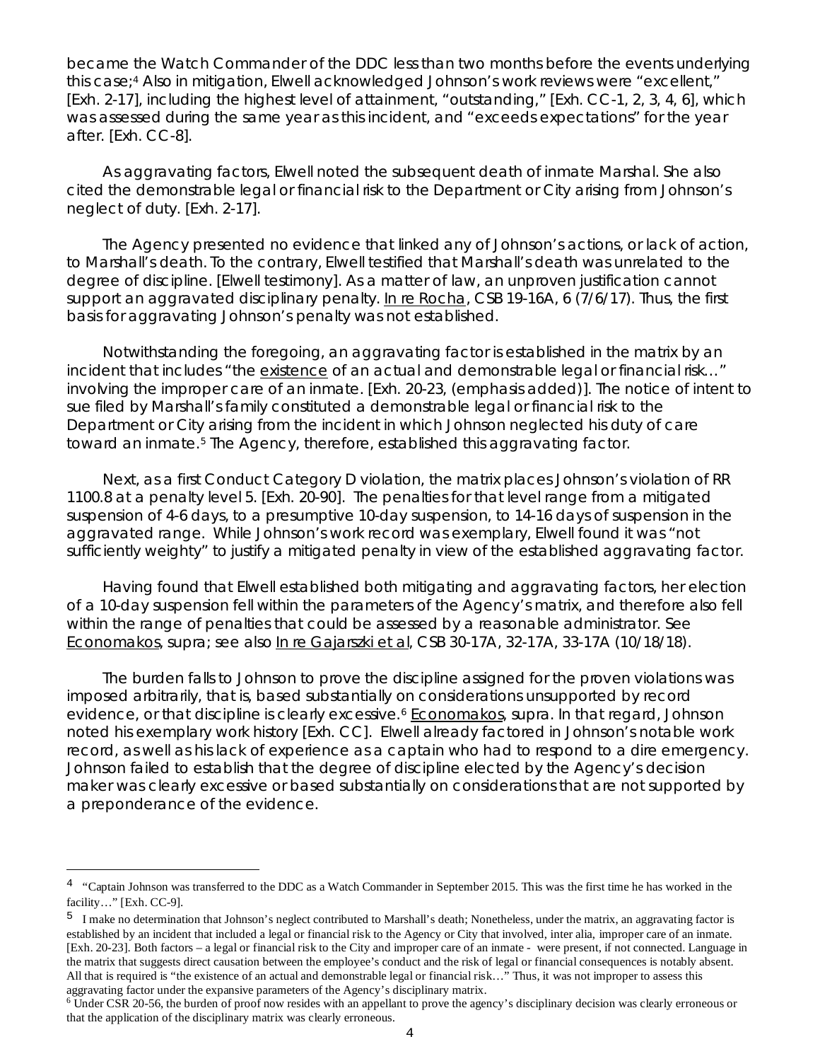became the Watch Commander of the DDC less than two months before the events underlying this case;[4] Also in mitigation, Elwell acknowledged Johnson's work reviews were "excellent," [Exh. 2-17], including the highest level of attainment, "outstanding," [Exh. CC-1, 2, 3, 4, 6], which was assessed during the same year as this incident, and "exceeds expectations" for the year after. [Exh. CC-8].

As aggravating factors, Elwell noted the subsequent death of inmate Marshal. She also cited the demonstrable legal or financial risk to the Department or City arising from Johnson's neglect of duty. [Exh. 2-17].

The Agency presented no evidence that linked any of Johnson's actions, or lack of action, to Marshall's death. To the contrary, Elwell testified that Marshall's death was unrelated to the degree of discipline. [Elwell testimony]. As a matter of law, an unproven justification cannot support an aggravated disciplinary penalty. In re Rocha, CSB 19-16A, 6 (7/6/17). Thus, the first basis for aggravating Johnson's penalty was not established.

Notwithstanding the foregoing, an aggravating factor is established in the matrix by an incident that includes "the existence of an actual and demonstrable legal or financial risk…" involving the improper care of an inmate. [Exh. 20-23, (emphasis added)]. The notice of intent to sue filed by Marshall's family constituted a demonstrable legal or financial risk to the Department or City arising from the incident in which Johnson neglected his duty of care toward an inmate.[5] The Agency, therefore, established this aggravating factor.

Next, as a first Conduct Category D violation, the matrix places Johnson's violation of RR 1100.8 at a penalty level 5. [Exh. 20-90]. The penalties for that level range from a mitigated suspension of 4-6 days, to a presumptive 10-day suspension, to 14-16 days of suspension in the aggravated range. While Johnson's work record was exemplary, Elwell found it was "not sufficiently weighty" to justify a mitigated penalty in view of the established aggravating factor.

Having found that Elwell established both mitigating and aggravating factors, her election of a 10-day suspension fell within the parameters of the Agency's matrix, and therefore also fell within the range of penalties that could be assessed by a reasonable administrator. See Economakos, supra; see also In re Gajarszki et al, CSB 30-17A, 32-17A, 33-17A (10/18/18).

The burden falls to Johnson to prove the discipline assigned for the proven violations was imposed arbitrarily, that is, based substantially on considerations unsupported by record evidence, or that discipline is clearly excessive.[6] Economakos, supra. In that regard, Johnson noted his exemplary work history [Exh. CC]. Elwell already factored in Johnson's notable work record, as well as his lack of experience as a captain who had to respond to a dire emergency. Johnson failed to establish that the degree of discipline elected by the Agency's decision maker was clearly excessive or based substantially on considerations that are not supported by a preponderance of the evidence.

---

[4] "Captain Johnson was transferred to the DDC as a Watch Commander in September 2015. This was the first time he has worked in the facility…" [Exh. CC-9].

[5] I make no determination that Johnson's neglect contributed to Marshall's death; Nonetheless, under the matrix, an aggravating factor is established by an incident that included a legal or financial risk to the Agency or City that involved, inter alia, improper care of an inmate. [Exh. 20-23]. Both factors – a legal or financial risk to the City and improper care of an inmate - were present, if not connected. Language in the matrix that suggests direct causation between the employee's conduct and the risk of legal or financial consequences is notably absent. All that is required is "the existence of an actual and demonstrable legal or financial risk…" Thus, it was not improper to assess this aggravating factor under the expansive parameters of the Agency's disciplinary matrix.

[6] Under CSR 20-56, the burden of proof now resides with an appellant to prove the agency's disciplinary decision was clearly erroneous or that the application of the disciplinary matrix was clearly erroneous.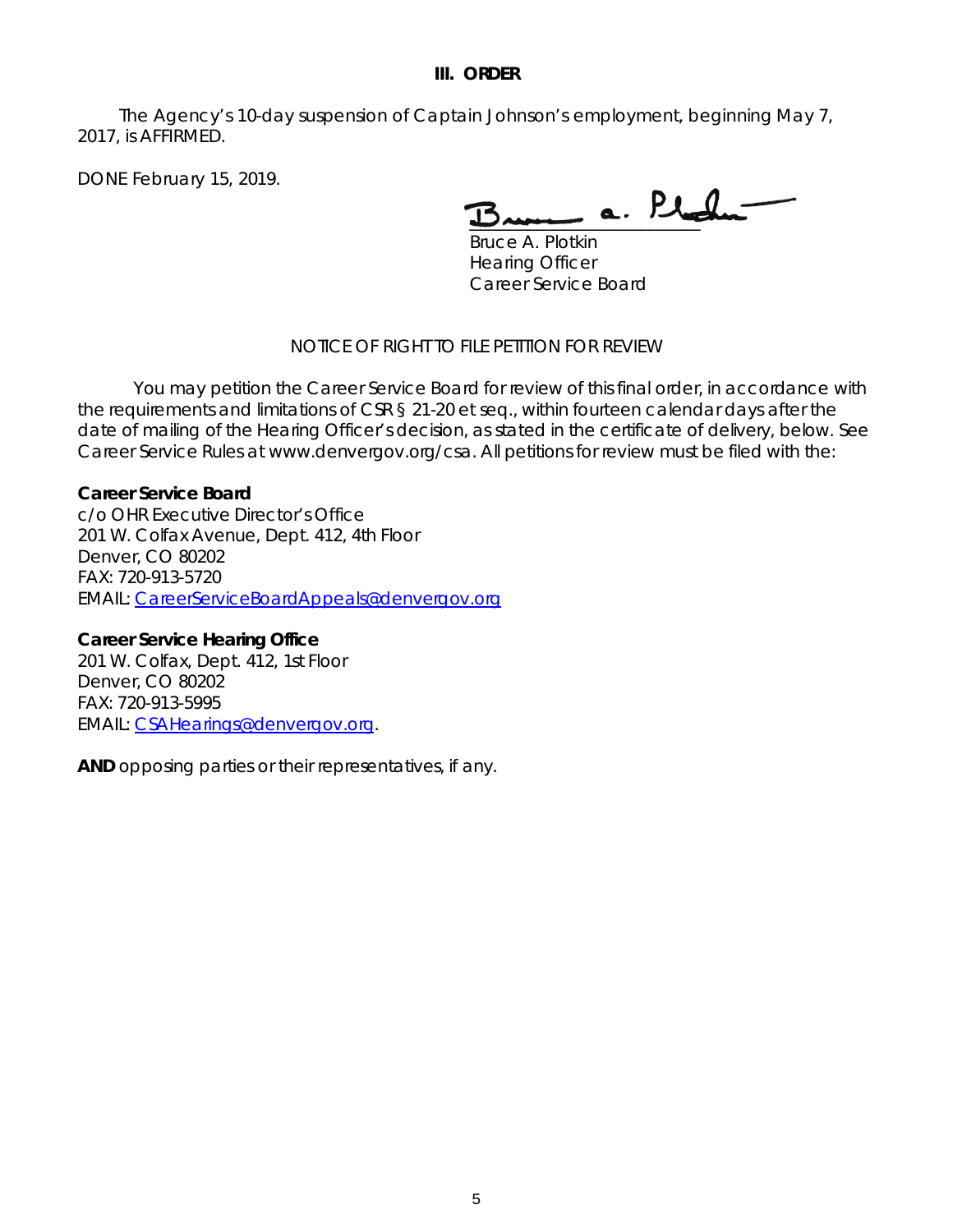## III. ORDER

The Agency's 10-day suspension of Captain Johnson's employment, beginning May 7, 2017, is AFFIRMED.

DONE February 15, 2019.

Bruce A. Plotkin
Hearing Officer
Career Service Board

NOTICE OF RIGHT TO FILE PETITION FOR REVIEW

You may petition the Career Service Board for review of this final order, in accordance with the requirements and limitations of CSR § 21-20 et seq., within fourteen calendar days after the date of mailing of the Hearing Officer's decision, as stated in the certificate of delivery, below. See Career Service Rules at www.denvergov.org/csa. All petitions for review must be filed with the:

**Career Service Board**
c/o OHR Executive Director's Office
201 W. Colfax Avenue, Dept. 412, 4th Floor
Denver, CO 80202
FAX: 720-913-5720
EMAIL: CareerServiceBoardAppeals@denvergov.org

**Career Service Hearing Office**
201 W. Colfax, Dept. 412, 1st Floor
Denver, CO 80202
FAX: 720-913-5995
EMAIL: CSAHearings@denvergov.org.

**AND** opposing parties or their representatives, if any.